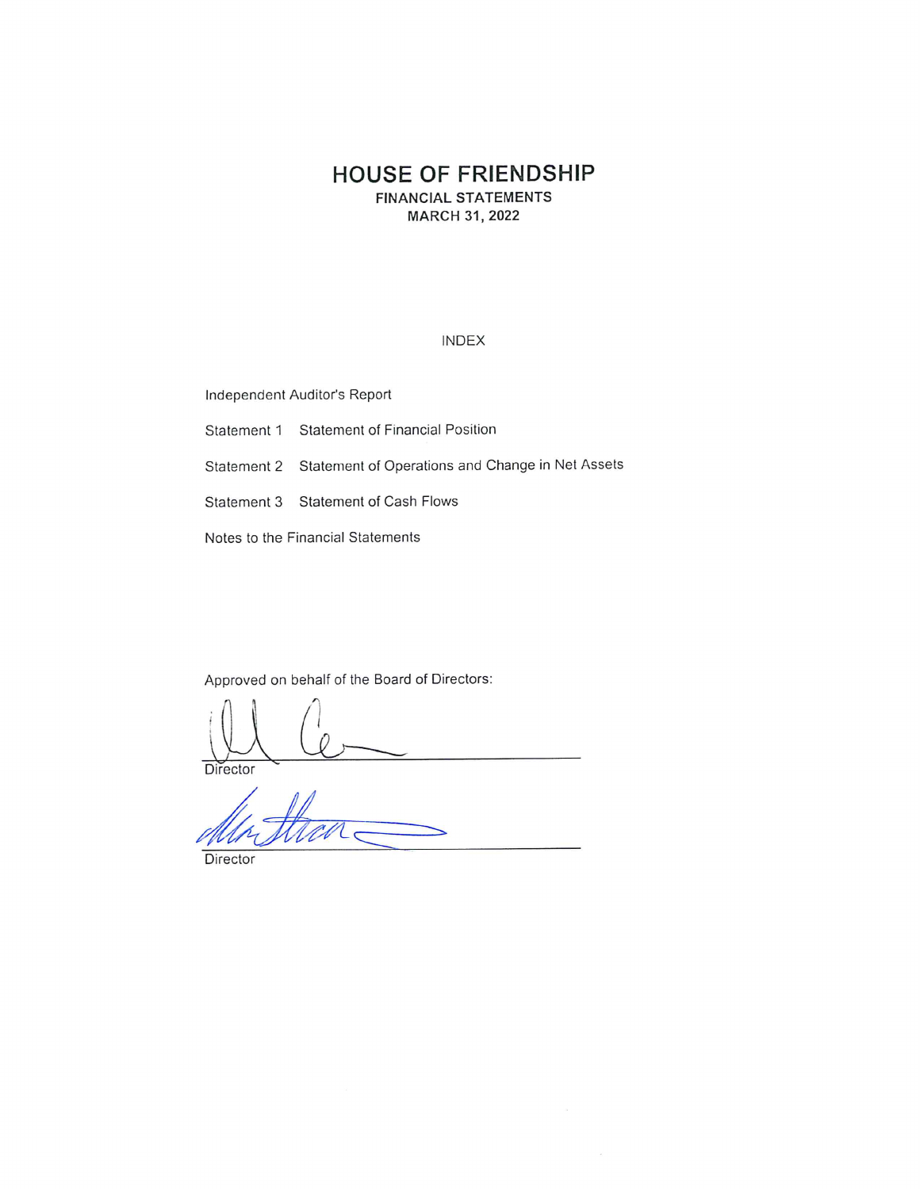# HOUSE OF FRIENDSHIP

**FINANCIAL STATEMENTS**

**MARCH 31, 2022**

INDEX

Independent Auditor's Report

Statement 1 Statement of Financial Position

Statement 2 Statement of Operations and Change in Net Assets

Statement 3 Statement of Cash Flows

Notes to the Financial Statements

Approved on behalf of the Board of Directors:

Director

Director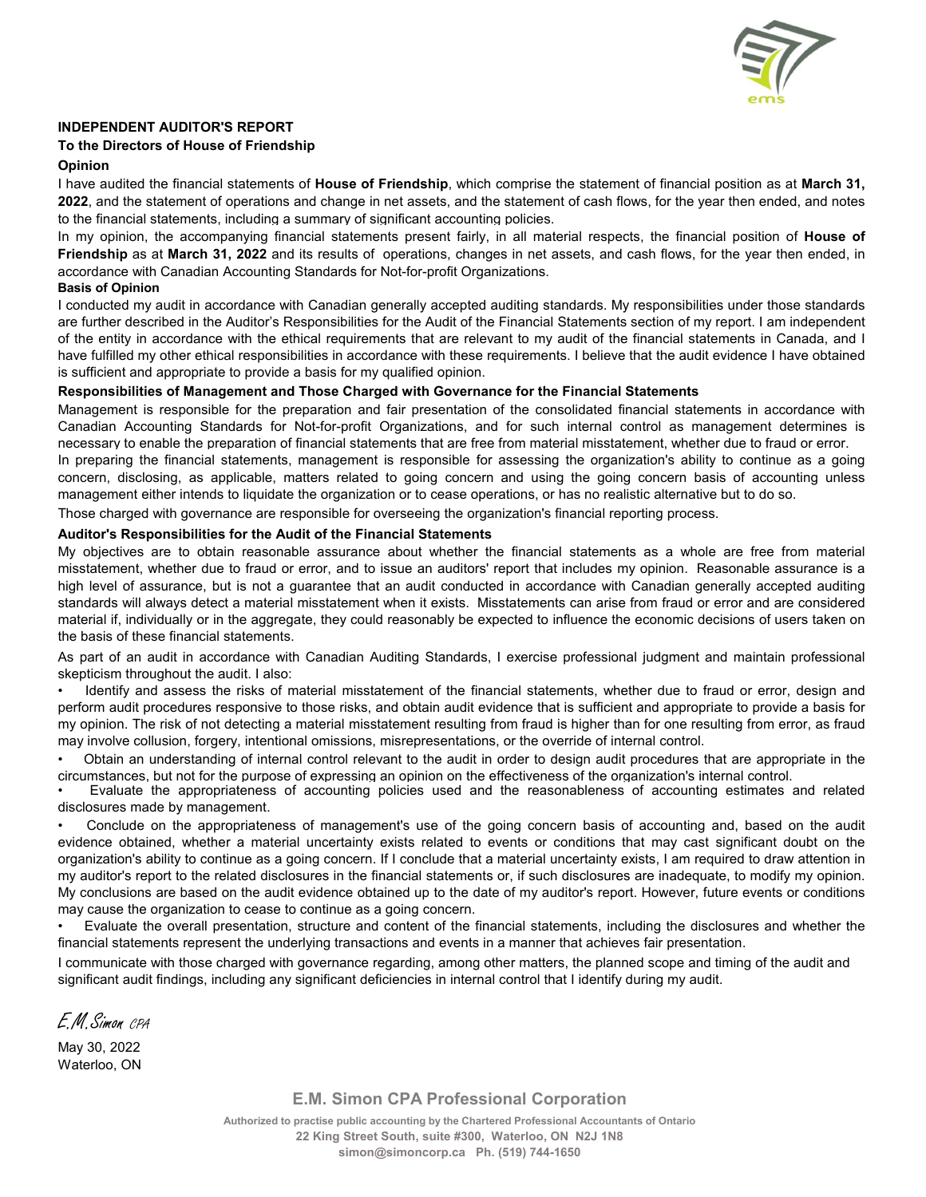**INDEPENDENT AUDITOR'S REPORT**

**To the Directors of House of Friendship**

**Opinion**

I have audited the financial statements of **House of Friendship**, which comprise the statement of financial position as at **March 31, 2022**, and the statement of operations and change in net assets, and the statement of cash flows, for the year then ended, and notes to the financial statements, including a summary of significant accounting policies.

In my opinion, the accompanying financial statements present fairly, in all material respects, the financial position of **House of Friendship** as at **March 31, 2022** and its results of operations, changes in net assets, and cash flows, for the year then ended, in accordance with Canadian Accounting Standards for Not-for-profit Organizations.

**Basis of Opinion**

I conducted my audit in accordance with Canadian generally accepted auditing standards. My responsibilities under those standards are further described in the Auditor's Responsibilities for the Audit of the Financial Statements section of my report. I am independent of the entity in accordance with the ethical requirements that are relevant to my audit of the financial statements in Canada, and I have fulfilled my other ethical responsibilities in accordance with these requirements. I believe that the audit evidence I have obtained is sufficient and appropriate to provide a basis for my qualified opinion.

**Responsibilities of Management and Those Charged with Governance for the Financial Statements**

Management is responsible for the preparation and fair presentation of the consolidated financial statements in accordance with Canadian Accounting Standards for Not-for-profit Organizations, and for such internal control as management determines is necessary to enable the preparation of financial statements that are free from material misstatement, whether due to fraud or error.

In preparing the financial statements, management is responsible for assessing the organization's ability to continue as a going concern, disclosing, as applicable, matters related to going concern and using the going concern basis of accounting unless management either intends to liquidate the organization or to cease operations, or has no realistic alternative but to do so.

Those charged with governance are responsible for overseeing the organization's financial reporting process.

**Auditor's Responsibilities for the Audit of the Financial Statements**

My objectives are to obtain reasonable assurance about whether the financial statements as a whole are free from material misstatement, whether due to fraud or error, and to issue an auditors' report that includes my opinion. Reasonable assurance is a high level of assurance, but is not a guarantee that an audit conducted in accordance with Canadian generally accepted auditing standards will always detect a material misstatement when it exists. Misstatements can arise from fraud or error and are considered material if, individually or in the aggregate, they could reasonably be expected to influence the economic decisions of users taken on the basis of these financial statements.

As part of an audit in accordance with Canadian Auditing Standards, I exercise professional judgment and maintain professional skepticism throughout the audit. I also:

- Identify and assess the risks of material misstatement of the financial statements, whether due to fraud or error, design and perform audit procedures responsive to those risks, and obtain audit evidence that is sufficient and appropriate to provide a basis for my opinion. The risk of not detecting a material misstatement resulting from fraud is higher than for one resulting from error, as fraud may involve collusion, forgery, intentional omissions, misrepresentations, or the override of internal control.
- Obtain an understanding of internal control relevant to the audit in order to design audit procedures that are appropriate in the circumstances, but not for the purpose of expressing an opinion on the effectiveness of the organization's internal control.
- Evaluate the appropriateness of accounting policies used and the reasonableness of accounting estimates and related disclosures made by management.
- Conclude on the appropriateness of management's use of the going concern basis of accounting and, based on the audit evidence obtained, whether a material uncertainty exists related to events or conditions that may cast significant doubt on the organization's ability to continue as a going concern. If I conclude that a material uncertainty exists, I am required to draw attention in my auditor's report to the related disclosures in the financial statements or, if such disclosures are inadequate, to modify my opinion. My conclusions are based on the audit evidence obtained up to the date of my auditor's report. However, future events or conditions may cause the organization to cease to continue as a going concern.
- Evaluate the overall presentation, structure and content of the financial statements, including the disclosures and whether the financial statements represent the underlying transactions and events in a manner that achieves fair presentation.

I communicate with those charged with governance regarding, among other matters, the planned scope and timing of the audit and significant audit findings, including any significant deficiencies in internal control that I identify during my audit.

*E.M. Simon CPA*

May 30, 2022
Waterloo, ON

**E.M. Simon CPA Professional Corporation**

Authorized to practise public accounting by the Chartered Professional Accountants of Ontario
22 King Street South, suite #300, Waterloo, ON N2J 1N8
simon@simoncorp.ca Ph. (519) 744-1650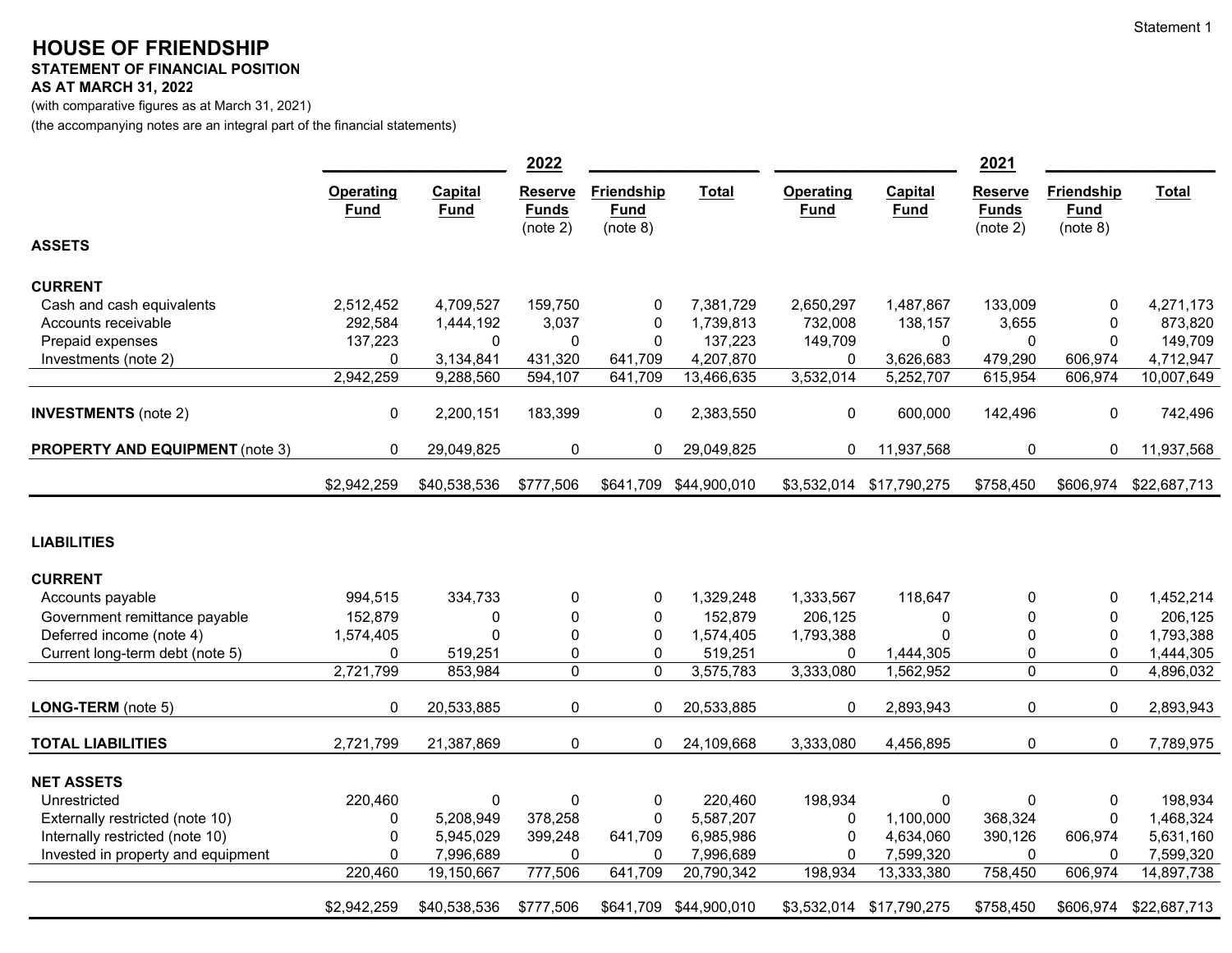# HOUSE OF FRIENDSHIP

**STATEMENT OF FINANCIAL POSITION**

**AS AT MARCH 31, 2022**

(with comparative figures as at March 31, 2021)

(the accompanying notes are an integral part of the financial statements)

| | 2022 | | | | | 2021 | | | | |
|---|---|---|---|---|---|---|---|---|---|---|
| | **Operating Fund** | **Capital Fund** | **Reserve Funds** (note 2) | **Friendship Fund** (note 8) | **Total** | **Operating Fund** | **Capital Fund** | **Reserve Funds** (note 2) | **Friendship Fund** (note 8) | **Total** |
| **ASSETS** | | | | | | | | | | |
| **CURRENT** | | | | | | | | | | |
| Cash and cash equivalents | 2,512,452 | 4,709,527 | 159,750 | 0 | 7,381,729 | 2,650,297 | 1,487,867 | 133,009 | 0 | 4,271,173 |
| Accounts receivable | 292,584 | 1,444,192 | 3,037 | 0 | 1,739,813 | 732,008 | 138,157 | 3,655 | 0 | 873,820 |
| Prepaid expenses | 137,223 | 0 | 0 | 0 | 137,223 | 149,709 | 0 | 0 | 0 | 149,709 |
| Investments (note 2) | 0 | 3,134,841 | 431,320 | 641,709 | 4,207,870 | 0 | 3,626,683 | 479,290 | 606,974 | 4,712,947 |
| | 2,942,259 | 9,288,560 | 594,107 | 641,709 | 13,466,635 | 3,532,014 | 5,252,707 | 615,954 | 606,974 | 10,007,649 |
| **INVESTMENTS** (note 2) | 0 | 2,200,151 | 183,399 | 0 | 2,383,550 | 0 | 600,000 | 142,496 | 0 | 742,496 |
| **PROPERTY AND EQUIPMENT** (note 3) | 0 | 29,049,825 | 0 | 0 | 29,049,825 | 0 | 11,937,568 | 0 | 0 | 11,937,568 |
| | $2,942,259 | $40,538,536 | $777,506 | $641,709 | $44,900,010 | $3,532,014 | $17,790,275 | $758,450 | $606,974 | $22,687,713 |
| **LIABILITIES** | | | | | | | | | | |
| **CURRENT** | | | | | | | | | | |
| Accounts payable | 994,515 | 334,733 | 0 | 0 | 1,329,248 | 1,333,567 | 118,647 | 0 | 0 | 1,452,214 |
| Government remittance payable | 152,879 | 0 | 0 | 0 | 152,879 | 206,125 | 0 | 0 | 0 | 206,125 |
| Deferred income (note 4) | 1,574,405 | 0 | 0 | 0 | 1,574,405 | 1,793,388 | 0 | 0 | 0 | 1,793,388 |
| Current long-term debt (note 5) | 0 | 519,251 | 0 | 0 | 519,251 | 0 | 1,444,305 | 0 | 0 | 1,444,305 |
| | 2,721,799 | 853,984 | 0 | 0 | 3,575,783 | 3,333,080 | 1,562,952 | 0 | 0 | 4,896,032 |
| **LONG-TERM** (note 5) | 0 | 20,533,885 | 0 | 0 | 20,533,885 | 0 | 2,893,943 | 0 | 0 | 2,893,943 |
| **TOTAL LIABILITIES** | 2,721,799 | 21,387,869 | 0 | 0 | 24,109,668 | 3,333,080 | 4,456,895 | 0 | 0 | 7,789,975 |
| **NET ASSETS** | | | | | | | | | | |
| Unrestricted | 220,460 | 0 | 0 | 0 | 220,460 | 198,934 | 0 | 0 | 0 | 198,934 |
| Externally restricted (note 10) | 0 | 5,208,949 | 378,258 | 0 | 5,587,207 | 0 | 1,100,000 | 368,324 | 0 | 1,468,324 |
| Internally restricted (note 10) | 0 | 5,945,029 | 399,248 | 641,709 | 6,985,986 | 0 | 4,634,060 | 390,126 | 606,974 | 5,631,160 |
| Invested in property and equipment | 0 | 7,996,689 | 0 | 0 | 7,996,689 | 0 | 7,599,320 | 0 | 0 | 7,599,320 |
| | 220,460 | 19,150,667 | 777,506 | 641,709 | 20,790,342 | 198,934 | 13,333,380 | 758,450 | 606,974 | 14,897,738 |
| | $2,942,259 | $40,538,536 | $777,506 | $641,709 | $44,900,010 | $3,532,014 | $17,790,275 | $758,450 | $606,974 | $22,687,713 |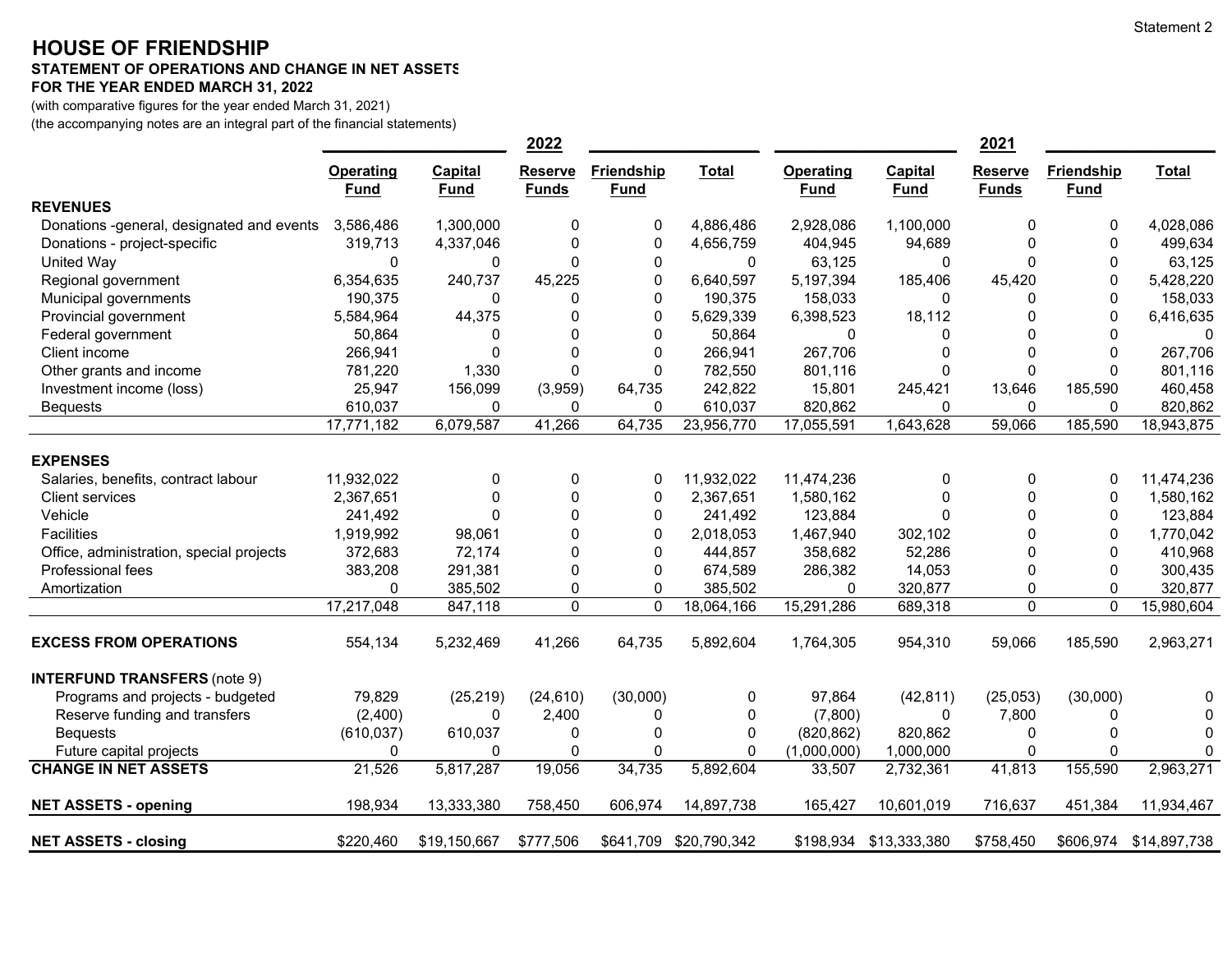Statement 2

# HOUSE OF FRIENDSHIP

**STATEMENT OF OPERATIONS AND CHANGE IN NET ASSETS**
**FOR THE YEAR ENDED MARCH 31, 2022**
(with comparative figures for the year ended March 31, 2021)
(the accompanying notes are an integral part of the financial statements)

| | 2022 | | | | | 2021 | | | | |
|---|---|---|---|---|---|---|---|---|---|---|
| | Operating Fund | Capital Fund | Reserve Funds | Friendship Fund | Total | Operating Fund | Capital Fund | Reserve Funds | Friendship Fund | Total |
| **REVENUES** | | | | | | | | | | |
| Donations -general, designated and events | 3,586,486 | 1,300,000 | 0 | 0 | 4,886,486 | 2,928,086 | 1,100,000 | 0 | 0 | 4,028,086 |
| Donations - project-specific | 319,713 | 4,337,046 | 0 | 0 | 4,656,759 | 404,945 | 94,689 | 0 | 0 | 499,634 |
| United Way | 0 | 0 | 0 | 0 | 0 | 63,125 | 0 | 0 | 0 | 63,125 |
| Regional government | 6,354,635 | 240,737 | 45,225 | 0 | 6,640,597 | 5,197,394 | 185,406 | 45,420 | 0 | 5,428,220 |
| Municipal governments | 190,375 | 0 | 0 | 0 | 190,375 | 158,033 | 0 | 0 | 0 | 158,033 |
| Provincial government | 5,584,964 | 44,375 | 0 | 0 | 5,629,339 | 6,398,523 | 18,112 | 0 | 0 | 6,416,635 |
| Federal government | 50,864 | 0 | 0 | 0 | 50,864 | 0 | 0 | 0 | 0 | 0 |
| Client income | 266,941 | 0 | 0 | 0 | 266,941 | 267,706 | 0 | 0 | 0 | 267,706 |
| Other grants and income | 781,220 | 1,330 | 0 | 0 | 782,550 | 801,116 | 0 | 0 | 0 | 801,116 |
| Investment income (loss) | 25,947 | 156,099 | (3,959) | 64,735 | 242,822 | 15,801 | 245,421 | 13,646 | 185,590 | 460,458 |
| Bequests | 610,037 | 0 | 0 | 0 | 610,037 | 820,862 | 0 | 0 | 0 | 820,862 |
| | 17,771,182 | 6,079,587 | 41,266 | 64,735 | 23,956,770 | 17,055,591 | 1,643,628 | 59,066 | 185,590 | 18,943,875 |
| **EXPENSES** | | | | | | | | | | |
| Salaries, benefits, contract labour | 11,932,022 | 0 | 0 | 0 | 11,932,022 | 11,474,236 | 0 | 0 | 0 | 11,474,236 |
| Client services | 2,367,651 | 0 | 0 | 0 | 2,367,651 | 1,580,162 | 0 | 0 | 0 | 1,580,162 |
| Vehicle | 241,492 | 0 | 0 | 0 | 241,492 | 123,884 | 0 | 0 | 0 | 123,884 |
| Facilities | 1,919,992 | 98,061 | 0 | 0 | 2,018,053 | 1,467,940 | 302,102 | 0 | 0 | 1,770,042 |
| Office, administration, special projects | 372,683 | 72,174 | 0 | 0 | 444,857 | 358,682 | 52,286 | 0 | 0 | 410,968 |
| Professional fees | 383,208 | 291,381 | 0 | 0 | 674,589 | 286,382 | 14,053 | 0 | 0 | 300,435 |
| Amortization | 0 | 385,502 | 0 | 0 | 385,502 | 0 | 320,877 | 0 | 0 | 320,877 |
| | 17,217,048 | 847,118 | 0 | 0 | 18,064,166 | 15,291,286 | 689,318 | 0 | 0 | 15,980,604 |
| **EXCESS FROM OPERATIONS** | 554,134 | 5,232,469 | 41,266 | 64,735 | 5,892,604 | 1,764,305 | 954,310 | 59,066 | 185,590 | 2,963,271 |
| **INTERFUND TRANSFERS** (note 9) | | | | | | | | | | |
| Programs and projects - budgeted | 79,829 | (25,219) | (24,610) | (30,000) | 0 | 97,864 | (42,811) | (25,053) | (30,000) | 0 |
| Reserve funding and transfers | (2,400) | 0 | 2,400 | 0 | 0 | (7,800) | 0 | 7,800 | 0 | 0 |
| Bequests | (610,037) | 610,037 | 0 | 0 | 0 | (820,862) | 820,862 | 0 | 0 | 0 |
| Future capital projects | 0 | 0 | 0 | 0 | 0 | (1,000,000) | 1,000,000 | 0 | 0 | 0 |
| **CHANGE IN NET ASSETS** | 21,526 | 5,817,287 | 19,056 | 34,735 | 5,892,604 | 33,507 | 2,732,361 | 41,813 | 155,590 | 2,963,271 |
| **NET ASSETS - opening** | 198,934 | 13,333,380 | 758,450 | 606,974 | 14,897,738 | 165,427 | 10,601,019 | 716,637 | 451,384 | 11,934,467 |
| **NET ASSETS - closing** | $220,460 | $19,150,667 | $777,506 | $641,709 | $20,790,342 | $198,934 | $13,333,380 | $758,450 | $606,974 | $14,897,738 |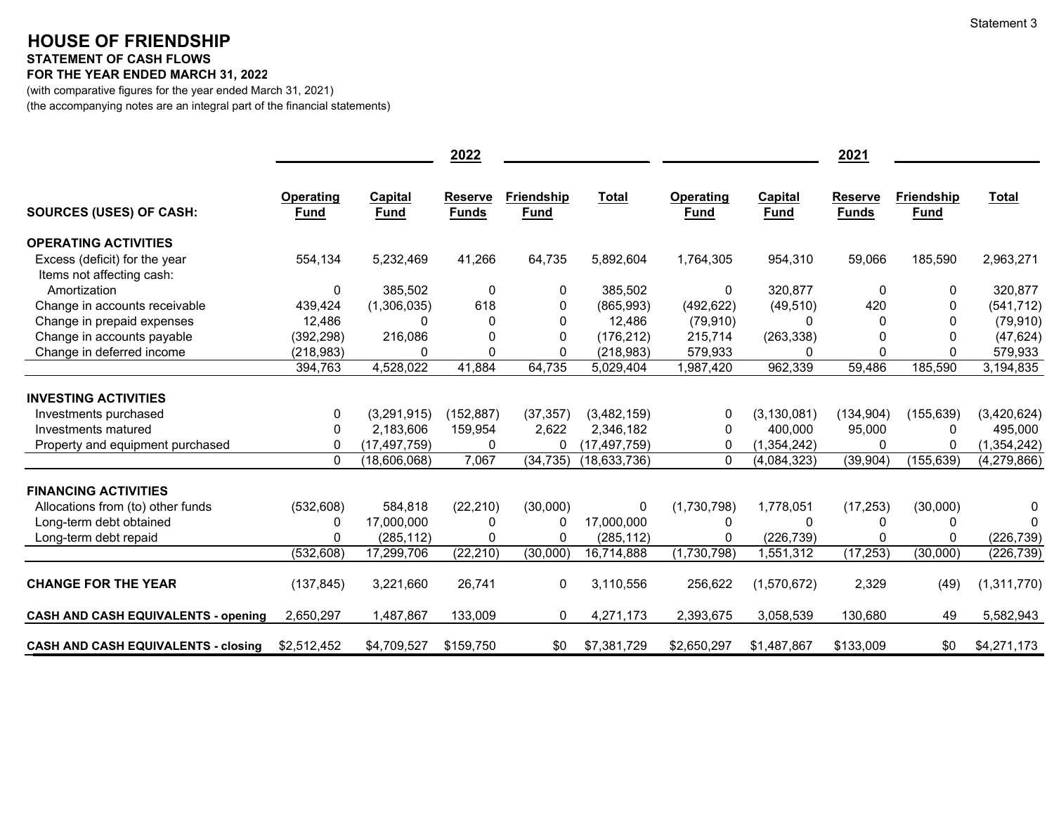Statement 3

# HOUSE OF FRIENDSHIP

**STATEMENT OF CASH FLOWS**

**FOR THE YEAR ENDED MARCH 31, 2022**

(with comparative figures for the year ended March 31, 2021)

(the accompanying notes are an integral part of the financial statements)

| | 2022 | | | | | 2021 | | | | |
|---|---|---|---|---|---|---|---|---|---|---|
| **SOURCES (USES) OF CASH:** | Operating Fund | Capital Fund | Reserve Funds | Friendship Fund | Total | Operating Fund | Capital Fund | Reserve Funds | Friendship Fund | Total |
| **OPERATING ACTIVITIES** | | | | | | | | | | |
| Excess (deficit) for the year | 554,134 | 5,232,469 | 41,266 | 64,735 | 5,892,604 | 1,764,305 | 954,310 | 59,066 | 185,590 | 2,963,271 |
| Items not affecting cash: | | | | | | | | | | |
| Amortization | 0 | 385,502 | 0 | 0 | 385,502 | 0 | 320,877 | 0 | 0 | 320,877 |
| Change in accounts receivable | 439,424 | (1,306,035) | 618 | 0 | (865,993) | (492,622) | (49,510) | 420 | 0 | (541,712) |
| Change in prepaid expenses | 12,486 | 0 | 0 | 0 | 12,486 | (79,910) | 0 | 0 | 0 | (79,910) |
| Change in accounts payable | (392,298) | 216,086 | 0 | 0 | (176,212) | 215,714 | (263,338) | 0 | 0 | (47,624) |
| Change in deferred income | (218,983) | 0 | 0 | 0 | (218,983) | 579,933 | 0 | 0 | 0 | 579,933 |
| | 394,763 | 4,528,022 | 41,884 | 64,735 | 5,029,404 | 1,987,420 | 962,339 | 59,486 | 185,590 | 3,194,835 |
| **INVESTING ACTIVITIES** | | | | | | | | | | |
| Investments purchased | 0 | (3,291,915) | (152,887) | (37,357) | (3,482,159) | 0 | (3,130,081) | (134,904) | (155,639) | (3,420,624) |
| Investments matured | 0 | 2,183,606 | 159,954 | 2,622 | 2,346,182 | 0 | 400,000 | 95,000 | 0 | 495,000 |
| Property and equipment purchased | 0 | (17,497,759) | 0 | 0 | (17,497,759) | 0 | (1,354,242) | 0 | 0 | (1,354,242) |
| | 0 | (18,606,068) | 7,067 | (34,735) | (18,633,736) | 0 | (4,084,323) | (39,904) | (155,639) | (4,279,866) |
| **FINANCING ACTIVITIES** | | | | | | | | | | |
| Allocations from (to) other funds | (532,608) | 584,818 | (22,210) | (30,000) | 0 | (1,730,798) | 1,778,051 | (17,253) | (30,000) | 0 |
| Long-term debt obtained | 0 | 17,000,000 | 0 | 0 | 17,000,000 | 0 | 0 | 0 | 0 | 0 |
| Long-term debt repaid | 0 | (285,112) | 0 | 0 | (285,112) | 0 | (226,739) | 0 | 0 | (226,739) |
| | (532,608) | 17,299,706 | (22,210) | (30,000) | 16,714,888 | (1,730,798) | 1,551,312 | (17,253) | (30,000) | (226,739) |
| **CHANGE FOR THE YEAR** | (137,845) | 3,221,660 | 26,741 | 0 | 3,110,556 | 256,622 | (1,570,672) | 2,329 | (49) | (1,311,770) |
| **CASH AND CASH EQUIVALENTS - opening** | 2,650,297 | 1,487,867 | 133,009 | 0 | 4,271,173 | 2,393,675 | 3,058,539 | 130,680 | 49 | 5,582,943 |
| **CASH AND CASH EQUIVALENTS - closing** | $2,512,452 | $4,709,527 | $159,750 | $0 | $7,381,729 | $2,650,297 | $1,487,867 | $133,009 | $0 | $4,271,173 |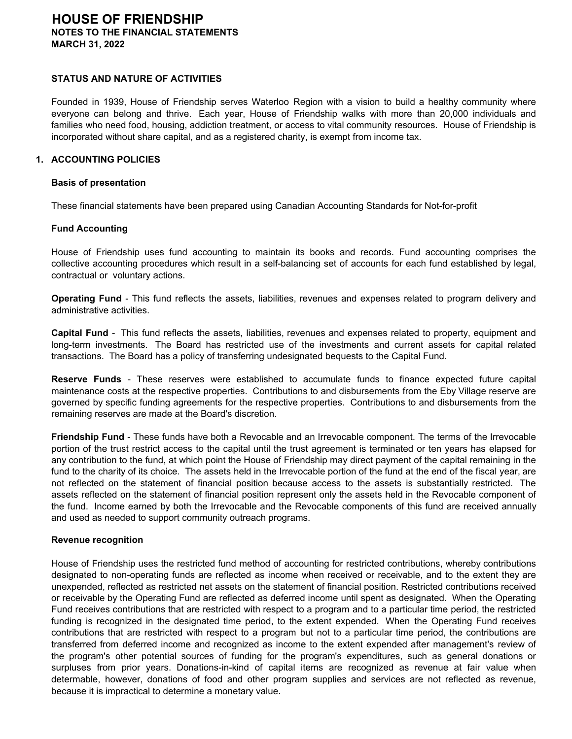# HOUSE OF FRIENDSHIP

**NOTES TO THE FINANCIAL STATEMENTS**

**MARCH 31, 2022**

### STATUS AND NATURE OF ACTIVITIES

Founded in 1939, House of Friendship serves Waterloo Region with a vision to build a healthy community where everyone can belong and thrive. Each year, House of Friendship walks with more than 20,000 individuals and families who need food, housing, addiction treatment, or access to vital community resources. House of Friendship is incorporated without share capital, and as a registered charity, is exempt from income tax.

### 1. ACCOUNTING POLICIES

**Basis of presentation**

These financial statements have been prepared using Canadian Accounting Standards for Not-for-profit

**Fund Accounting**

House of Friendship uses fund accounting to maintain its books and records. Fund accounting comprises the collective accounting procedures which result in a self-balancing set of accounts for each fund established by legal, contractual or voluntary actions.

**Operating Fund** - This fund reflects the assets, liabilities, revenues and expenses related to program delivery and administrative activities.

**Capital Fund** - This fund reflects the assets, liabilities, revenues and expenses related to property, equipment and long-term investments. The Board has restricted use of the investments and current assets for capital related transactions. The Board has a policy of transferring undesignated bequests to the Capital Fund.

**Reserve Funds** - These reserves were established to accumulate funds to finance expected future capital maintenance costs at the respective properties. Contributions to and disbursements from the Eby Village reserve are governed by specific funding agreements for the respective properties. Contributions to and disbursements from the remaining reserves are made at the Board's discretion.

**Friendship Fund** - These funds have both a Revocable and an Irrevocable component. The terms of the Irrevocable portion of the trust restrict access to the capital until the trust agreement is terminated or ten years has elapsed for any contribution to the fund, at which point the House of Friendship may direct payment of the capital remaining in the fund to the charity of its choice. The assets held in the Irrevocable portion of the fund at the end of the fiscal year, are not reflected on the statement of financial position because access to the assets is substantially restricted. The assets reflected on the statement of financial position represent only the assets held in the Revocable component of the fund. Income earned by both the Irrevocable and the Revocable components of this fund are received annually and used as needed to support community outreach programs.

**Revenue recognition**

House of Friendship uses the restricted fund method of accounting for restricted contributions, whereby contributions designated to non-operating funds are reflected as income when received or receivable, and to the extent they are unexpended, reflected as restricted net assets on the statement of financial position. Restricted contributions received or receivable by the Operating Fund are reflected as deferred income until spent as designated. When the Operating Fund receives contributions that are restricted with respect to a program and to a particular time period, the restricted funding is recognized in the designated time period, to the extent expended. When the Operating Fund receives contributions that are restricted with respect to a program but not to a particular time period, the contributions are transferred from deferred income and recognized as income to the extent expended after management's review of the program's other potential sources of funding for the program's expenditures, such as general donations or surpluses from prior years. Donations-in-kind of capital items are recognized as revenue at fair value when determable, however, donations of food and other program supplies and services are not reflected as revenue, because it is impractical to determine a monetary value.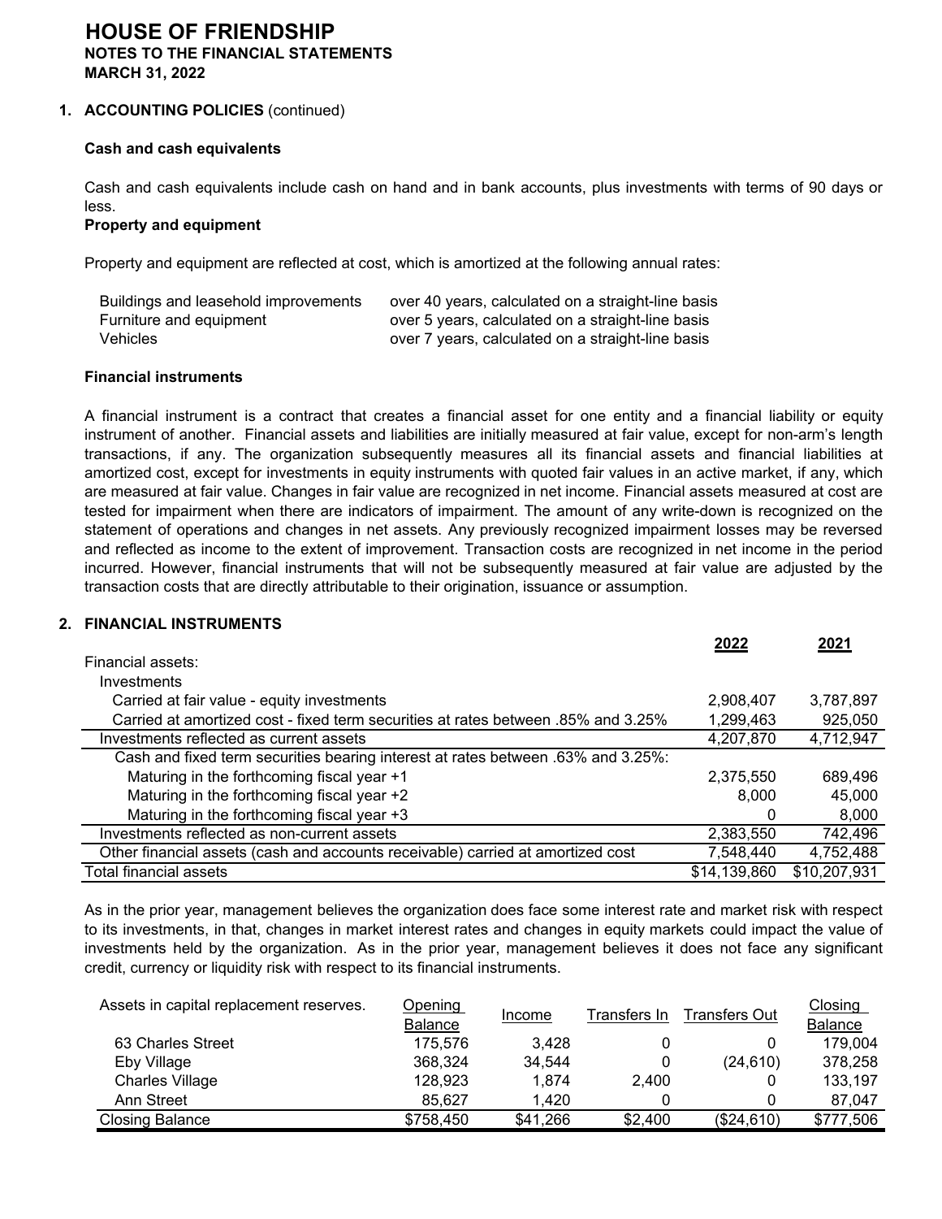# HOUSE OF FRIENDSHIP

**NOTES TO THE FINANCIAL STATEMENTS**

**MARCH 31, 2022**

## 1. ACCOUNTING POLICIES (continued)

### Cash and cash equivalents

Cash and cash equivalents include cash on hand and in bank accounts, plus investments with terms of 90 days or less.

### Property and equipment

Property and equipment are reflected at cost, which is amortized at the following annual rates:

| | |
|---|---|
| Buildings and leasehold improvements | over 40 years, calculated on a straight-line basis |
| Furniture and equipment | over 5 years, calculated on a straight-line basis |
| Vehicles | over 7 years, calculated on a straight-line basis |

### Financial instruments

A financial instrument is a contract that creates a financial asset for one entity and a financial liability or equity instrument of another. Financial assets and liabilities are initially measured at fair value, except for non-arm's length transactions, if any. The organization subsequently measures all its financial assets and financial liabilities at amortized cost, except for investments in equity instruments with quoted fair values in an active market, if any, which are measured at fair value. Changes in fair value are recognized in net income. Financial assets measured at cost are tested for impairment when there are indicators of impairment. The amount of any write-down is recognized on the statement of operations and changes in net assets. Any previously recognized impairment losses may be reversed and reflected as income to the extent of improvement. Transaction costs are recognized in net income in the period incurred. However, financial instruments that will not be subsequently measured at fair value are adjusted by the transaction costs that are directly attributable to their origination, issuance or assumption.

## 2. FINANCIAL INSTRUMENTS

| | 2022 | 2021 |
|---|---|---|
| Financial assets: | | |
| Investments | | |
| Carried at fair value - equity investments | 2,908,407 | 3,787,897 |
| Carried at amortized cost - fixed term securities at rates between .85% and 3.25% | 1,299,463 | 925,050 |
| Investments reflected as current assets | 4,207,870 | 4,712,947 |
| Cash and fixed term securities bearing interest at rates between .63% and 3.25%: | | |
| Maturing in the forthcoming fiscal year +1 | 2,375,550 | 689,496 |
| Maturing in the forthcoming fiscal year +2 | 8,000 | 45,000 |
| Maturing in the forthcoming fiscal year +3 | 0 | 8,000 |
| Investments reflected as non-current assets | 2,383,550 | 742,496 |
| Other financial assets (cash and accounts receivable) carried at amortized cost | 7,548,440 | 4,752,488 |
| Total financial assets | $14,139,860 | $10,207,931 |

As in the prior year, management believes the organization does face some interest rate and market risk with respect to its investments, in that, changes in market interest rates and changes in equity markets could impact the value of investments held by the organization. As in the prior year, management believes it does not face any significant credit, currency or liquidity risk with respect to its financial instruments.

| Assets in capital replacement reserves. | Opening Balance | Income | Transfers In | Transfers Out | Closing Balance |
|---|---|---|---|---|---|
| 63 Charles Street | 175,576 | 3,428 | 0 | 0 | 179,004 |
| Eby Village | 368,324 | 34,544 | 0 | (24,610) | 378,258 |
| Charles Village | 128,923 | 1,874 | 2,400 | 0 | 133,197 |
| Ann Street | 85,627 | 1,420 | 0 | 0 | 87,047 |
| Closing Balance | $758,450 | $41,266 | $2,400 | ($24,610) | $777,506 |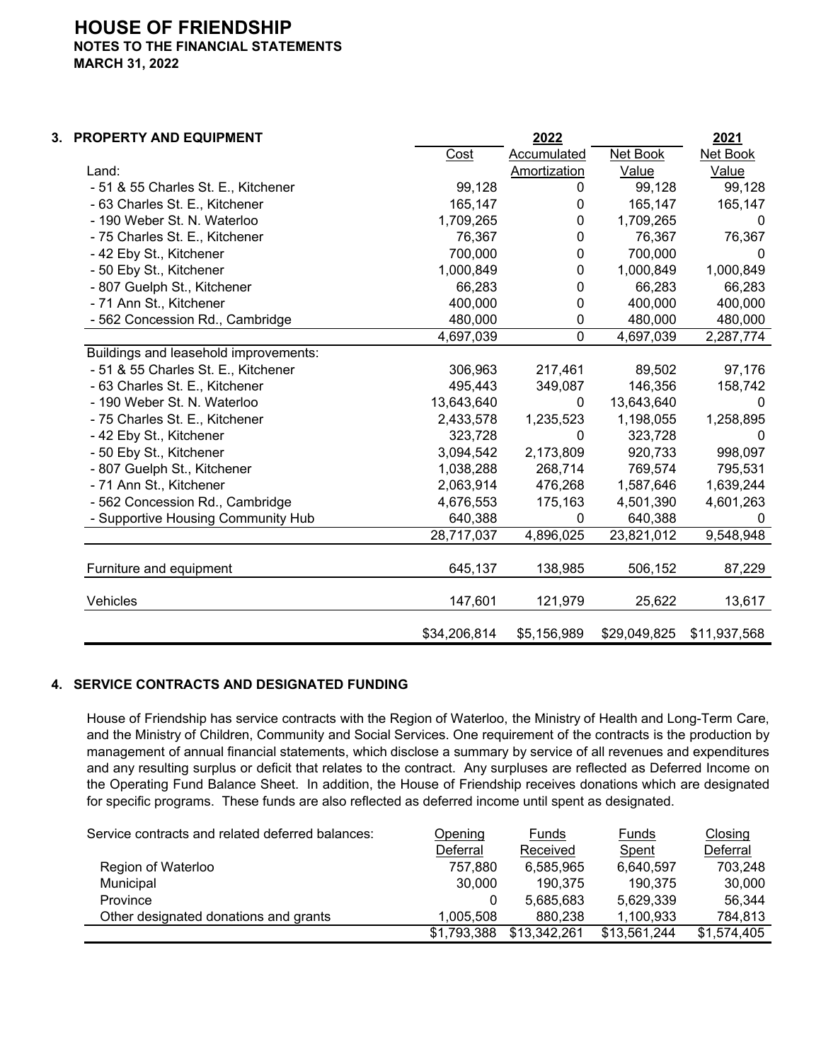# HOUSE OF FRIENDSHIP

**NOTES TO THE FINANCIAL STATEMENTS**

**MARCH 31, 2022**

## 3. PROPERTY AND EQUIPMENT

| | 2022 | | | 2021 |
|---|---|---|---|---|
| | Cost | Accumulated Amortization | Net Book Value | Net Book Value |
| Land: | | | | |
| - 51 & 55 Charles St. E., Kitchener | 99,128 | 0 | 99,128 | 99,128 |
| - 63 Charles St. E., Kitchener | 165,147 | 0 | 165,147 | 165,147 |
| - 190 Weber St. N. Waterloo | 1,709,265 | 0 | 1,709,265 | 0 |
| - 75 Charles St. E., Kitchener | 76,367 | 0 | 76,367 | 76,367 |
| - 42 Eby St., Kitchener | 700,000 | 0 | 700,000 | 0 |
| - 50 Eby St., Kitchener | 1,000,849 | 0 | 1,000,849 | 1,000,849 |
| - 807 Guelph St., Kitchener | 66,283 | 0 | 66,283 | 66,283 |
| - 71 Ann St., Kitchener | 400,000 | 0 | 400,000 | 400,000 |
| - 562 Concession Rd., Cambridge | 480,000 | 0 | 480,000 | 480,000 |
| | 4,697,039 | 0 | 4,697,039 | 2,287,774 |
| Buildings and leasehold improvements: | | | | |
| - 51 & 55 Charles St. E., Kitchener | 306,963 | 217,461 | 89,502 | 97,176 |
| - 63 Charles St. E., Kitchener | 495,443 | 349,087 | 146,356 | 158,742 |
| - 190 Weber St. N. Waterloo | 13,643,640 | 0 | 13,643,640 | 0 |
| - 75 Charles St. E., Kitchener | 2,433,578 | 1,235,523 | 1,198,055 | 1,258,895 |
| - 42 Eby St., Kitchener | 323,728 | 0 | 323,728 | 0 |
| - 50 Eby St., Kitchener | 3,094,542 | 2,173,809 | 920,733 | 998,097 |
| - 807 Guelph St., Kitchener | 1,038,288 | 268,714 | 769,574 | 795,531 |
| - 71 Ann St., Kitchener | 2,063,914 | 476,268 | 1,587,646 | 1,639,244 |
| - 562 Concession Rd., Cambridge | 4,676,553 | 175,163 | 4,501,390 | 4,601,263 |
| - Supportive Housing Community Hub | 640,388 | 0 | 640,388 | 0 |
| | 28,717,037 | 4,896,025 | 23,821,012 | 9,548,948 |
| Furniture and equipment | 645,137 | 138,985 | 506,152 | 87,229 |
| Vehicles | 147,601 | 121,979 | 25,622 | 13,617 |
| | $34,206,814 | $5,156,989 | $29,049,825 | $11,937,568 |

## 4. SERVICE CONTRACTS AND DESIGNATED FUNDING

House of Friendship has service contracts with the Region of Waterloo, the Ministry of Health and Long-Term Care, and the Ministry of Children, Community and Social Services. One requirement of the contracts is the production by management of annual financial statements, which disclose a summary by service of all revenues and expenditures and any resulting surplus or deficit that relates to the contract. Any surpluses are reflected as Deferred Income on the Operating Fund Balance Sheet. In addition, the House of Friendship receives donations which are designated for specific programs. These funds are also reflected as deferred income until spent as designated.

| Service contracts and related deferred balances: | Opening Deferral | Funds Received | Funds Spent | Closing Deferral |
|---|---|---|---|---|
| Region of Waterloo | 757,880 | 6,585,965 | 6,640,597 | 703,248 |
| Municipal | 30,000 | 190,375 | 190,375 | 30,000 |
| Province | 0 | 5,685,683 | 5,629,339 | 56,344 |
| Other designated donations and grants | 1,005,508 | 880,238 | 1,100,933 | 784,813 |
| | $1,793,388 | $13,342,261 | $13,561,244 | $1,574,405 |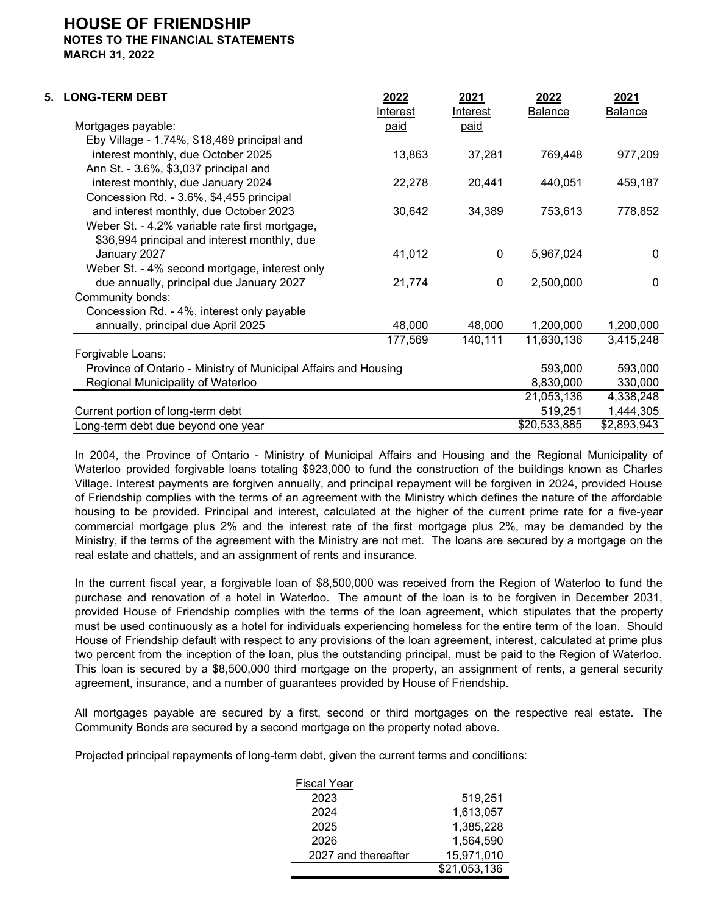# HOUSE OF FRIENDSHIP

**NOTES TO THE FINANCIAL STATEMENTS**

**MARCH 31, 2022**

## 5. LONG-TERM DEBT

| | 2022 Interest paid | 2021 Interest paid | 2022 Balance | 2021 Balance |
|---|---|---|---|---|
| Mortgages payable: | | | | |
| Eby Village - 1.74%, $18,469 principal and interest monthly, due October 2025 | 13,863 | 37,281 | 769,448 | 977,209 |
| Ann St. - 3.6%, $3,037 principal and interest monthly, due January 2024 | 22,278 | 20,441 | 440,051 | 459,187 |
| Concession Rd. - 3.6%, $4,455 principal and interest monthly, due October 2023 | 30,642 | 34,389 | 753,613 | 778,852 |
| Weber St. - 4.2% variable rate first mortgage, $36,994 principal and interest monthly, due January 2027 | 41,012 | 0 | 5,967,024 | 0 |
| Weber St. - 4% second mortgage, interest only due annually, principal due January 2027 | 21,774 | 0 | 2,500,000 | 0 |
| Community bonds: | | | | |
| Concession Rd. - 4%, interest only payable annually, principal due April 2025 | 48,000 | 48,000 | 1,200,000 | 1,200,000 |
| | 177,569 | 140,111 | 11,630,136 | 3,415,248 |
| Forgivable Loans: | | | | |
| Province of Ontario - Ministry of Municipal Affairs and Housing | | | 593,000 | 593,000 |
| Regional Municipality of Waterloo | | | 8,830,000 | 330,000 |
| | | | 21,053,136 | 4,338,248 |
| Current portion of long-term debt | | | 519,251 | 1,444,305 |
| Long-term debt due beyond one year | | | $20,533,885 | $2,893,943 |

In 2004, the Province of Ontario - Ministry of Municipal Affairs and Housing and the Regional Municipality of Waterloo provided forgivable loans totaling $923,000 to fund the construction of the buildings known as Charles Village. Interest payments are forgiven annually, and principal repayment will be forgiven in 2024, provided House of Friendship complies with the terms of an agreement with the Ministry which defines the nature of the affordable housing to be provided. Principal and interest, calculated at the higher of the current prime rate for a five-year commercial mortgage plus 2% and the interest rate of the first mortgage plus 2%, may be demanded by the Ministry, if the terms of the agreement with the Ministry are not met. The loans are secured by a mortgage on the real estate and chattels, and an assignment of rents and insurance.

In the current fiscal year, a forgivable loan of $8,500,000 was received from the Region of Waterloo to fund the purchase and renovation of a hotel in Waterloo. The amount of the loan is to be forgiven in December 2031, provided House of Friendship complies with the terms of the loan agreement, which stipulates that the property must be used continuously as a hotel for individuals experiencing homeless for the entire term of the loan. Should House of Friendship default with respect to any provisions of the loan agreement, interest, calculated at prime plus two percent from the inception of the loan, plus the outstanding principal, must be paid to the Region of Waterloo. This loan is secured by a $8,500,000 third mortgage on the property, an assignment of rents, a general security agreement, insurance, and a number of guarantees provided by House of Friendship.

All mortgages payable are secured by a first, second or third mortgages on the respective real estate. The Community Bonds are secured by a second mortgage on the property noted above.

Projected principal repayments of long-term debt, given the current terms and conditions:

| Fiscal Year | |
|---|---|
| 2023 | 519,251 |
| 2024 | 1,613,057 |
| 2025 | 1,385,228 |
| 2026 | 1,564,590 |
| 2027 and thereafter | 15,971,010 |
| | $21,053,136 |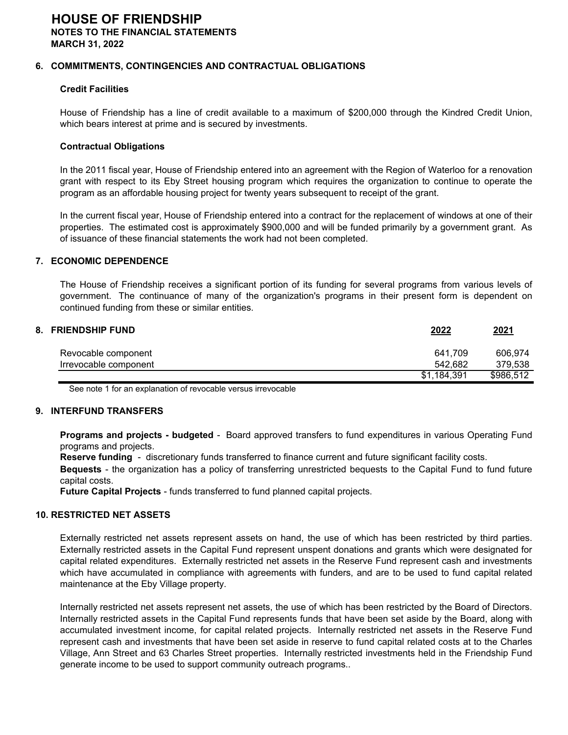# HOUSE OF FRIENDSHIP
## NOTES TO THE FINANCIAL STATEMENTS
## MARCH 31, 2022

### 6. COMMITMENTS, CONTINGENCIES AND CONTRACTUAL OBLIGATIONS

**Credit Facilities**

House of Friendship has a line of credit available to a maximum of $200,000 through the Kindred Credit Union, which bears interest at prime and is secured by investments.

**Contractual Obligations**

In the 2011 fiscal year, House of Friendship entered into an agreement with the Region of Waterloo for a renovation grant with respect to its Eby Street housing program which requires the organization to continue to operate the program as an affordable housing project for twenty years subsequent to receipt of the grant.

In the current fiscal year, House of Friendship entered into a contract for the replacement of windows at one of their properties. The estimated cost is approximately $900,000 and will be funded primarily by a government grant. As of issuance of these financial statements the work had not been completed.

### 7. ECONOMIC DEPENDENCE

The House of Friendship receives a significant portion of its funding for several programs from various levels of government. The continuance of many of the organization's programs in their present form is dependent on continued funding from these or similar entities.

### 8. FRIENDSHIP FUND

| | 2022 | 2021 |
|---|---|---|
| Revocable component | 641,709 | 606,974 |
| Irrevocable component | 542,682 | 379,538 |
| | $1,184,391 | $986,512 |

See note 1 for an explanation of revocable versus irrevocable

### 9. INTERFUND TRANSFERS

**Programs and projects - budgeted** - Board approved transfers to fund expenditures in various Operating Fund programs and projects.

**Reserve funding** - discretionary funds transferred to finance current and future significant facility costs.

**Bequests** - the organization has a policy of transferring unrestricted bequests to the Capital Fund to fund future capital costs.

**Future Capital Projects** - funds transferred to fund planned capital projects.

### 10. RESTRICTED NET ASSETS

Externally restricted net assets represent assets on hand, the use of which has been restricted by third parties. Externally restricted assets in the Capital Fund represent unspent donations and grants which were designated for capital related expenditures. Externally restricted net assets in the Reserve Fund represent cash and investments which have accumulated in compliance with agreements with funders, and are to be used to fund capital related maintenance at the Eby Village property.

Internally restricted net assets represent net assets, the use of which has been restricted by the Board of Directors. Internally restricted assets in the Capital Fund represents funds that have been set aside by the Board, along with accumulated investment income, for capital related projects. Internally restricted net assets in the Reserve Fund represent cash and investments that have been set aside in reserve to fund capital related costs at to the Charles Village, Ann Street and 63 Charles Street properties. Internally restricted investments held in the Friendship Fund generate income to be used to support community outreach programs..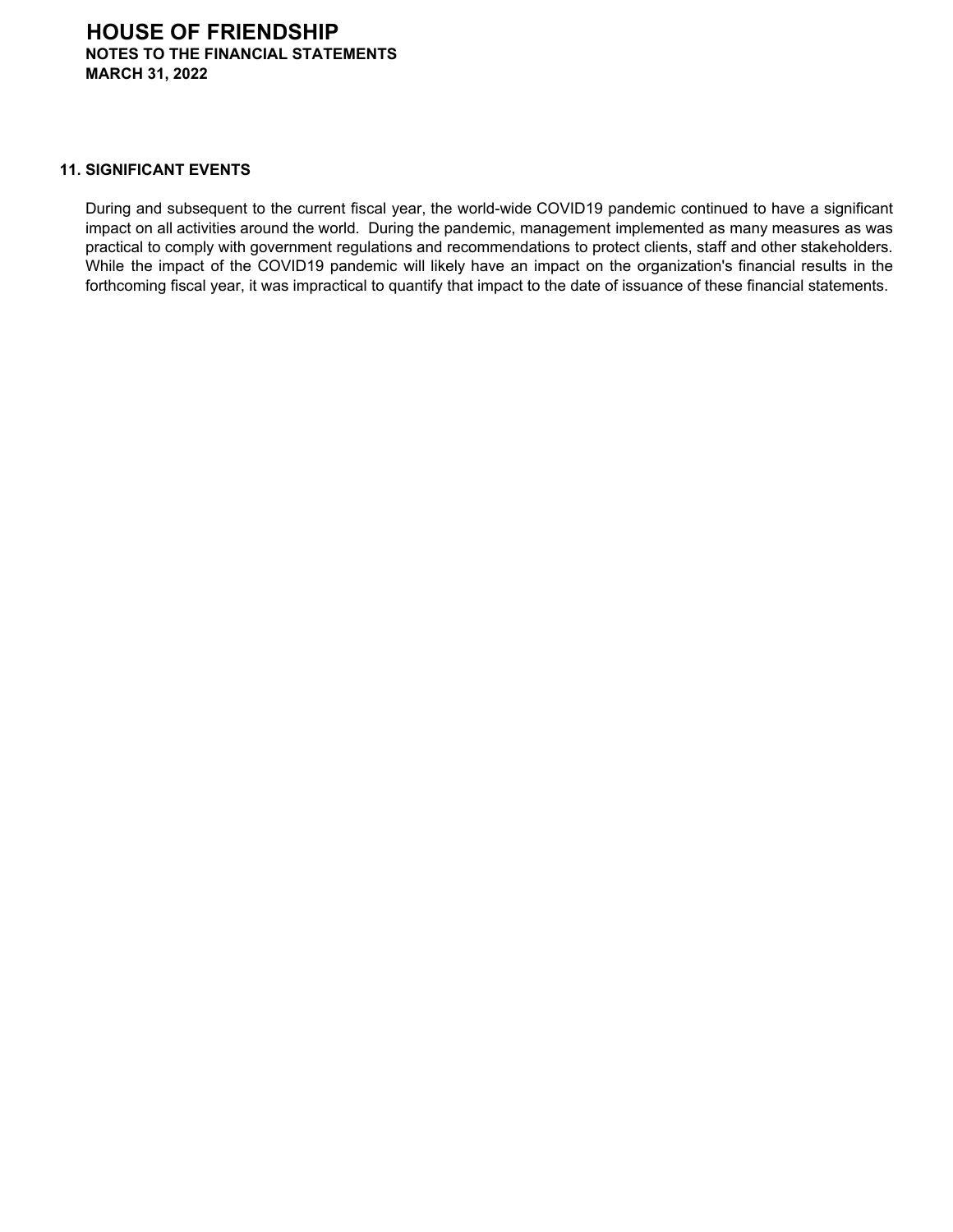## 11. SIGNIFICANT EVENTS

During and subsequent to the current fiscal year, the world-wide COVID19 pandemic continued to have a significant impact on all activities around the world. During the pandemic, management implemented as many measures as was practical to comply with government regulations and recommendations to protect clients, staff and other stakeholders. While the impact of the COVID19 pandemic will likely have an impact on the organization's financial results in the forthcoming fiscal year, it was impractical to quantify that impact to the date of issuance of these financial statements.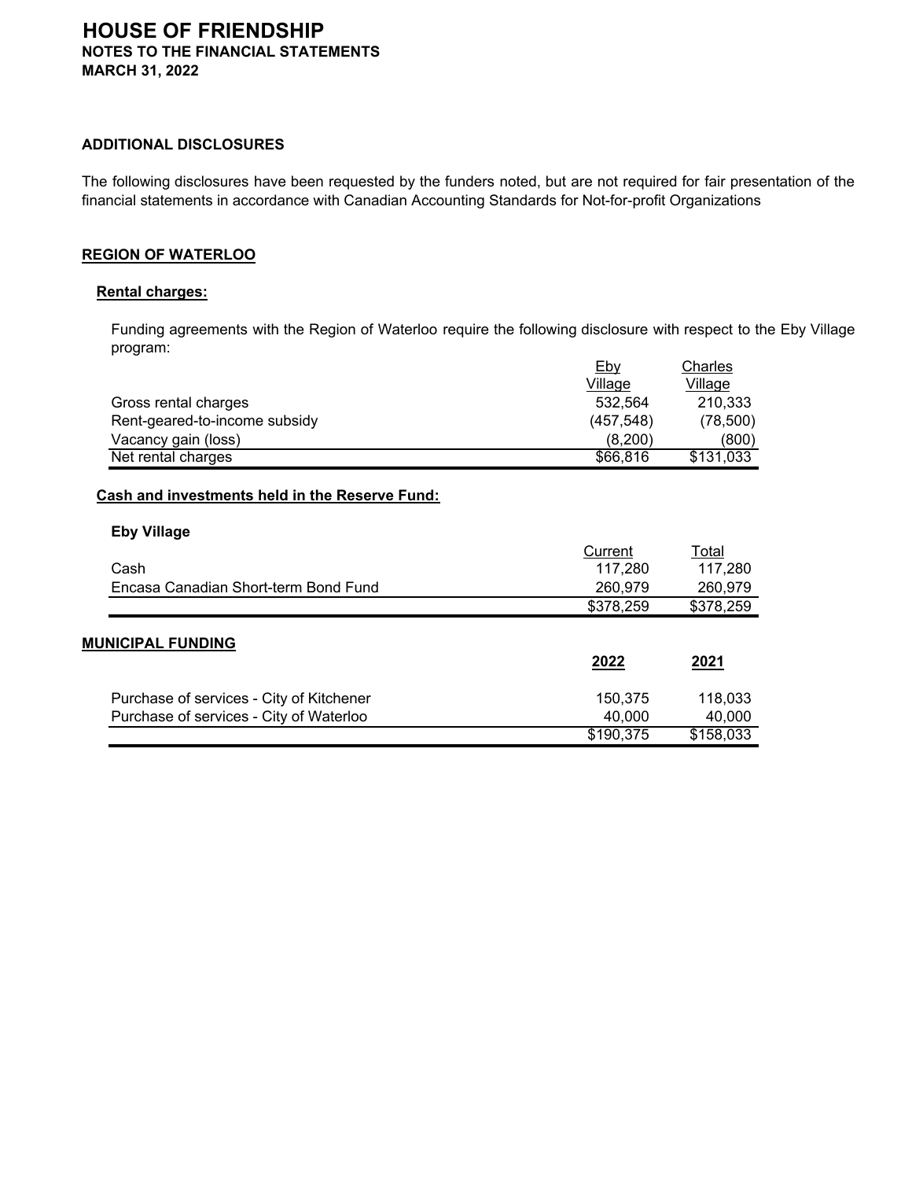# HOUSE OF FRIENDSHIP
**NOTES TO THE FINANCIAL STATEMENTS**
**MARCH 31, 2022**

## ADDITIONAL DISCLOSURES

The following disclosures have been requested by the funders noted, but are not required for fair presentation of the financial statements in accordance with Canadian Accounting Standards for Not-for-profit Organizations

### REGION OF WATERLOO

#### Rental charges:

Funding agreements with the Region of Waterloo require the following disclosure with respect to the Eby Village program:

| | Eby Village | Charles Village |
|---|---|---|
| Gross rental charges | 532,564 | 210,333 |
| Rent-geared-to-income subsidy | (457,548) | (78,500) |
| Vacancy gain (loss) | (8,200) | (800) |
| Net rental charges | $66,816 | $131,033 |

#### Cash and investments held in the Reserve Fund:

**Eby Village**

| | Current | Total |
|---|---|---|
| Cash | 117,280 | 117,280 |
| Encasa Canadian Short-term Bond Fund | 260,979 | 260,979 |
| | $378,259 | $378,259 |

### MUNICIPAL FUNDING

| | 2022 | 2021 |
|---|---|---|
| Purchase of services - City of Kitchener | 150,375 | 118,033 |
| Purchase of services - City of Waterloo | 40,000 | 40,000 |
| | $190,375 | $158,033 |